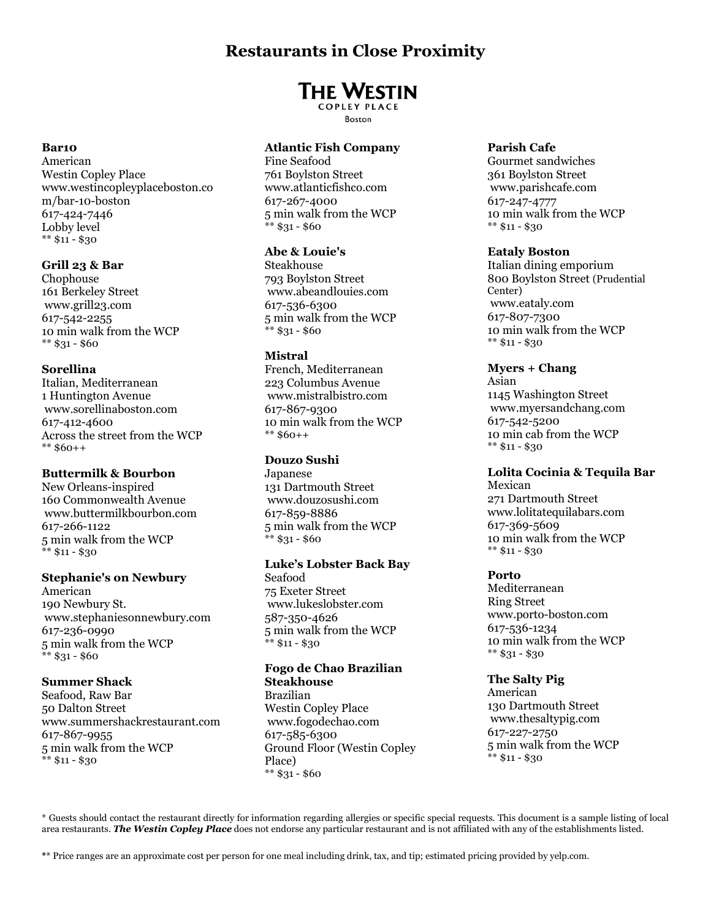# Restaurants in Close Proximity

**THE WESTIN**
COPLEY PLACE
Boston

**Bar10**
American
Westin Copley Place
www.westincopleyplaceboston.com/bar-10-boston
617-424-7446
Lobby level
** $11 - $30

**Grill 23 & Bar**
Chophouse
161 Berkeley Street
www.grill23.com
617-542-2255
10 min walk from the WCP
** $31 - $60

**Sorellina**
Italian, Mediterranean
1 Huntington Avenue
www.sorellinaboston.com
617-412-4600
Across the street from the WCP
** $60++

**Buttermilk & Bourbon**
New Orleans-inspired
160 Commonwealth Avenue
www.buttermilkbourbon.com
617-266-1122
5 min walk from the WCP
** $11 - $30

**Stephanie's on Newbury**
American
190 Newbury St.
www.stephaniesonnewbury.com
617-236-0990
5 min walk from the WCP
** $31 - $60

**Summer Shack**
Seafood, Raw Bar
50 Dalton Street
www.summershackrestaurant.com
617-867-9955
5 min walk from the WCP
** $11 - $30

**Atlantic Fish Company**
Fine Seafood
761 Boylston Street
www.atlanticfishco.com
617-267-4000
5 min walk from the WCP
** $31 - $60

**Abe & Louie's**
Steakhouse
793 Boylston Street
www.abeandlouies.com
617-536-6300
5 min walk from the WCP
** $31 - $60

**Mistral**
French, Mediterranean
223 Columbus Avenue
www.mistralbistro.com
617-867-9300
10 min walk from the WCP
** $60++

**Douzo Sushi**
Japanese
131 Dartmouth Street
www.douzosushi.com
617-859-8886
5 min walk from the WCP
** $31 - $60

**Luke's Lobster Back Bay**
Seafood
75 Exeter Street
www.lukeslobster.com
587-350-4626
5 min walk from the WCP
** $11 - $30

**Fogo de Chao Brazilian Steakhouse**
Brazilian
Westin Copley Place
www.fogodechao.com
617-585-6300
Ground Floor (Westin Copley Place)
** $31 - $60

**Parish Cafe**
Gourmet sandwiches
361 Boylston Street
www.parishcafe.com
617-247-4777
10 min walk from the WCP
** $11 - $30

**Eataly Boston**
Italian dining emporium
800 Boylston Street (Prudential Center)
www.eataly.com
617-807-7300
10 min walk from the WCP
** $11 - $30

**Myers + Chang**
Asian
1145 Washington Street
www.myersandchang.com
617-542-5200
10 min cab from the WCP
** $11 - $30

**Lolita Cocinia & Tequila Bar**
Mexican
271 Dartmouth Street
www.lolitatequilabars.com
617-369-5609
10 min walk from the WCP
** $11 - $30

**Porto**
Mediterranean
Ring Street
www.porto-boston.com
617-536-1234
10 min walk from the WCP
** $31 - $30

**The Salty Pig**
American
130 Dartmouth Street
www.thesaltypig.com
617-227-2750
5 min walk from the WCP
** $11 - $30

* Guests should contact the restaurant directly for information regarding allergies or specific special requests. This document is a sample listing of local area restaurants. ***The Westin Copley Place*** does not endorse any particular restaurant and is not affiliated with any of the establishments listed.

** Price ranges are an approximate cost per person for one meal including drink, tax, and tip; estimated pricing provided by yelp.com.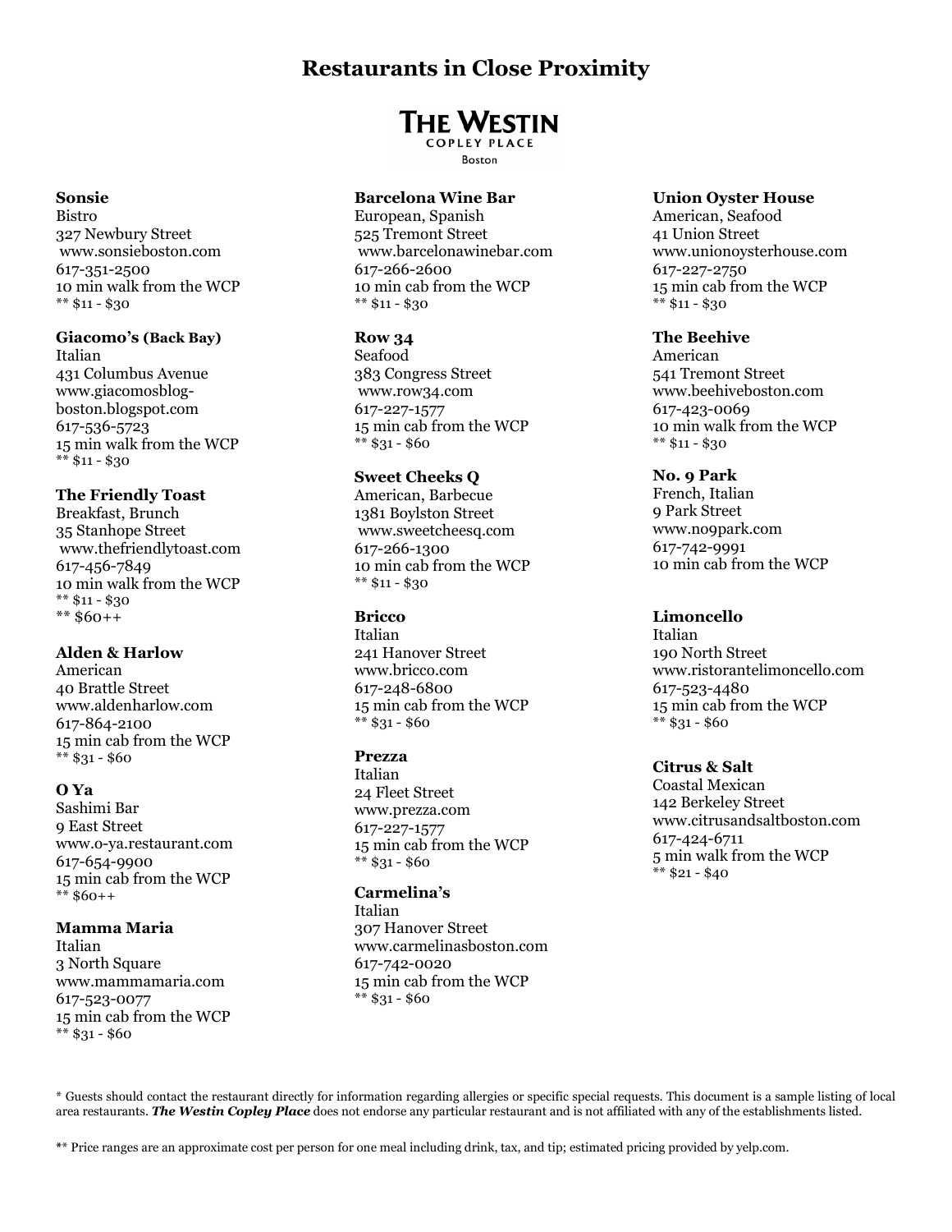# Restaurants in Close Proximity

**THE WESTIN**
COPLEY PLACE
Boston

**Sonsie**
Bistro
327 Newbury Street
www.sonsieboston.com
617-351-2500
10 min walk from the WCP
** $11 - $30

**Giacomo's (Back Bay)**
Italian
431 Columbus Avenue
www.giacomosblog-boston.blogspot.com
617-536-5723
15 min walk from the WCP
** $11 - $30

**The Friendly Toast**
Breakfast, Brunch
35 Stanhope Street
www.thefriendlytoast.com
617-456-7849
10 min walk from the WCP
** $11 - $30
** $60++

**Alden & Harlow**
American
40 Brattle Street
www.aldenharlow.com
617-864-2100
15 min cab from the WCP
** $31 - $60

**O Ya**
Sashimi Bar
9 East Street
www.o-ya.restaurant.com
617-654-9900
15 min cab from the WCP
** $60++

**Mamma Maria**
Italian
3 North Square
www.mammamaria.com
617-523-0077
15 min cab from the WCP
** $31 - $60

**Barcelona Wine Bar**
European, Spanish
525 Tremont Street
www.barcelonawinebar.com
617-266-2600
10 min cab from the WCP
** $11 - $30

**Row 34**
Seafood
383 Congress Street
www.row34.com
617-227-1577
15 min cab from the WCP
** $31 - $60

**Sweet Cheeks Q**
American, Barbecue
1381 Boylston Street
www.sweetcheesq.com
617-266-1300
10 min cab from the WCP
** $11 - $30

**Bricco**
Italian
241 Hanover Street
www.bricco.com
617-248-6800
15 min cab from the WCP
** $31 - $60

**Prezza**
Italian
24 Fleet Street
www.prezza.com
617-227-1577
15 min cab from the WCP
** $31 - $60

**Carmelina's**
Italian
307 Hanover Street
www.carmelinasboston.com
617-742-0020
15 min cab from the WCP
** $31 - $60

**Union Oyster House**
American, Seafood
41 Union Street
www.unionoysterhouse.com
617-227-2750
15 min cab from the WCP
** $11 - $30

**The Beehive**
American
541 Tremont Street
www.beehiveboston.com
617-423-0069
10 min walk from the WCP
** $11 - $30

**No. 9 Park**
French, Italian
9 Park Street
www.no9park.com
617-742-9991
10 min cab from the WCP

**Limoncello**
Italian
190 North Street
www.ristorantelimoncello.com
617-523-4480
15 min cab from the WCP
** $31 - $60

**Citrus & Salt**
Coastal Mexican
142 Berkeley Street
www.citrusandsaltboston.com
617-424-6711
5 min walk from the WCP
** $21 - $40

* Guests should contact the restaurant directly for information regarding allergies or specific special requests. This document is a sample listing of local area restaurants. ***The Westin Copley Place*** does not endorse any particular restaurant and is not affiliated with any of the establishments listed.

** Price ranges are an approximate cost per person for one meal including drink, tax, and tip; estimated pricing provided by yelp.com.